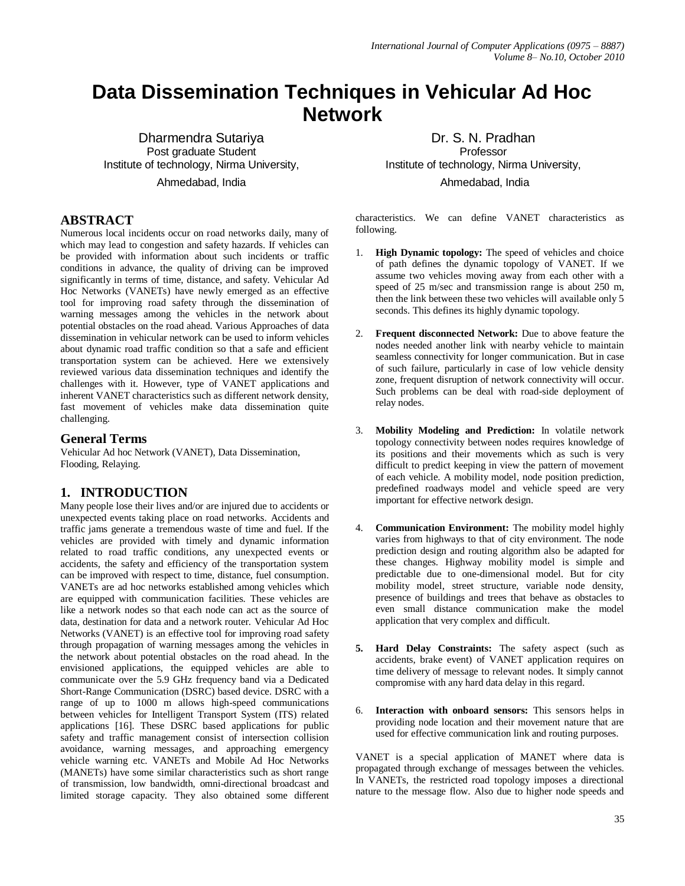# Data Dissemination Techniques in Vehicular Ad Hoc Network

Dharmendra Sutariya
Post graduate Student
Institute of technology, Nirma University,
Ahmedabad, India

Dr. S. N. Pradhan
Professor
Institute of technology, Nirma University,
Ahmedabad, India

## ABSTRACT

Numerous local incidents occur on road networks daily, many of which may lead to congestion and safety hazards. If vehicles can be provided with information about such incidents or traffic conditions in advance, the quality of driving can be improved significantly in terms of time, distance, and safety. Vehicular Ad Hoc Networks (VANETs) have newly emerged as an effective tool for improving road safety through the dissemination of warning messages among the vehicles in the network about potential obstacles on the road ahead. Various Approaches of data dissemination in vehicular network can be used to inform vehicles about dynamic road traffic condition so that a safe and efficient transportation system can be achieved. Here we extensively reviewed various data dissemination techniques and identify the challenges with it. However, type of VANET applications and inherent VANET characteristics such as different network density, fast movement of vehicles make data dissemination quite challenging.

## General Terms

Vehicular Ad hoc Network (VANET), Data Dissemination, Flooding, Relaying.

## 1. INTRODUCTION

Many people lose their lives and/or are injured due to accidents or unexpected events taking place on road networks. Accidents and traffic jams generate a tremendous waste of time and fuel. If the vehicles are provided with timely and dynamic information related to road traffic conditions, any unexpected events or accidents, the safety and efficiency of the transportation system can be improved with respect to time, distance, fuel consumption. VANETs are ad hoc networks established among vehicles which are equipped with communication facilities. These vehicles are like a network nodes so that each node can act as the source of data, destination for data and a network router. Vehicular Ad Hoc Networks (VANET) is an effective tool for improving road safety through propagation of warning messages among the vehicles in the network about potential obstacles on the road ahead. In the envisioned applications, the equipped vehicles are able to communicate over the 5.9 GHz frequency band via a Dedicated Short-Range Communication (DSRC) based device. DSRC with a range of up to 1000 m allows high-speed communications between vehicles for Intelligent Transport System (ITS) related applications [16]. These DSRC based applications for public safety and traffic management consist of intersection collision avoidance, warning messages, and approaching emergency vehicle warning etc. VANETs and Mobile Ad Hoc Networks (MANETs) have some similar characteristics such as short range of transmission, low bandwidth, omni-directional broadcast and limited storage capacity. They also obtained some different characteristics. We can define VANET characteristics as following.

1. **High Dynamic topology:** The speed of vehicles and choice of path defines the dynamic topology of VANET. If we assume two vehicles moving away from each other with a speed of 25 m/sec and transmission range is about 250 m, then the link between these two vehicles will available only 5 seconds. This defines its highly dynamic topology.

2. **Frequent disconnected Network:** Due to above feature the nodes needed another link with nearby vehicle to maintain seamless connectivity for longer communication. But in case of such failure, particularly in case of low vehicle density zone, frequent disruption of network connectivity will occur. Such problems can be deal with road-side deployment of relay nodes.

3. **Mobility Modeling and Prediction:** In volatile network topology connectivity between nodes requires knowledge of its positions and their movements which as such is very difficult to predict keeping in view the pattern of movement of each vehicle. A mobility model, node position prediction, predefined roadways model and vehicle speed are very important for effective network design.

4. **Communication Environment:** The mobility model highly varies from highways to that of city environment. The node prediction design and routing algorithm also be adapted for these changes. Highway mobility model is simple and predictable due to one-dimensional model. But for city mobility model, street structure, variable node density, presence of buildings and trees that behave as obstacles to even small distance communication make the model application that very complex and difficult.

5. **Hard Delay Constraints:** The safety aspect (such as accidents, brake event) of VANET application requires on time delivery of message to relevant nodes. It simply cannot compromise with any hard data delay in this regard.

6. **Interaction with onboard sensors:** This sensors helps in providing node location and their movement nature that are used for effective communication link and routing purposes.

VANET is a special application of MANET where data is propagated through exchange of messages between the vehicles. In VANETs, the restricted road topology imposes a directional nature to the message flow. Also due to higher node speeds and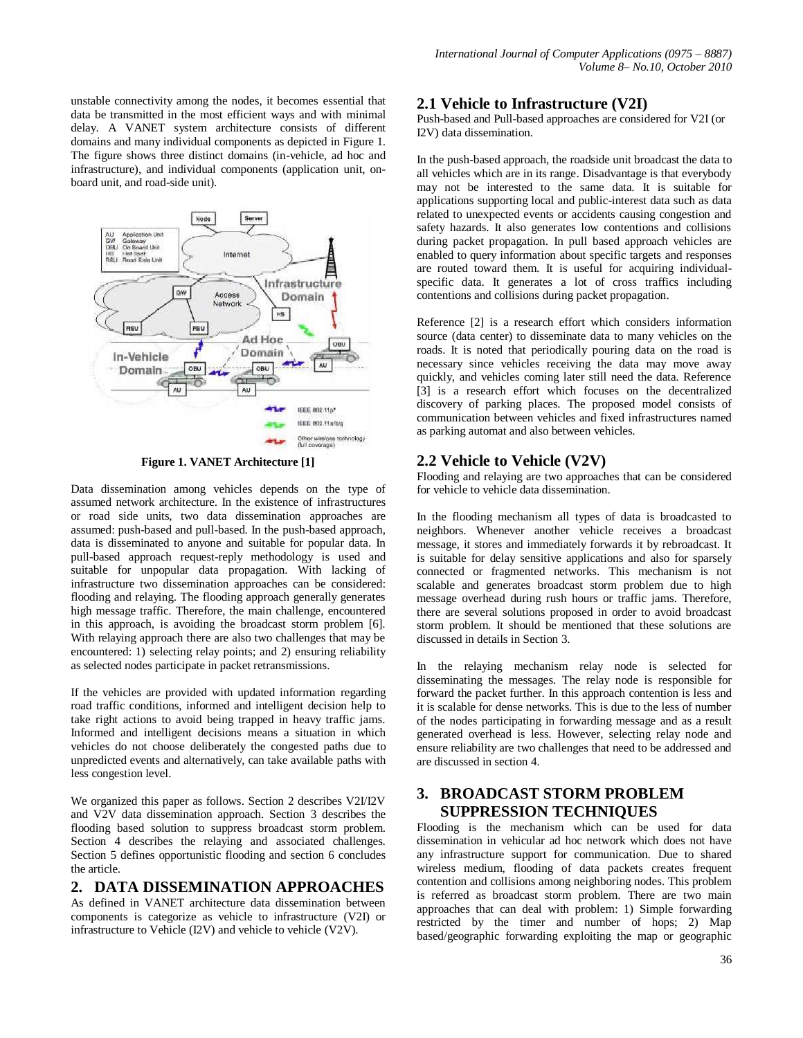unstable connectivity among the nodes, it becomes essential that data be transmitted in the most efficient ways and with minimal delay. A VANET system architecture consists of different domains and many individual components as depicted in Figure 1. The figure shows three distinct domains (in-vehicle, ad hoc and infrastructure), and individual components (application unit, on-board unit, and road-side unit).

**Figure 1. VANET Architecture [1]**

Data dissemination among vehicles depends on the type of assumed network architecture. In the existence of infrastructures or road side units, two data dissemination approaches are assumed: push-based and pull-based. In the push-based approach, data is disseminated to anyone and suitable for popular data. In pull-based approach request-reply methodology is used and suitable for unpopular data propagation. With lacking of infrastructure two dissemination approaches can be considered: flooding and relaying. The flooding approach generally generates high message traffic. Therefore, the main challenge, encountered in this approach, is avoiding the broadcast storm problem [6]. With relaying approach there are also two challenges that may be encountered: 1) selecting relay points; and 2) ensuring reliability as selected nodes participate in packet retransmissions.

If the vehicles are provided with updated information regarding road traffic conditions, informed and intelligent decision help to take right actions to avoid being trapped in heavy traffic jams. Informed and intelligent decisions means a situation in which vehicles do not choose deliberately the congested paths due to unpredicted events and alternatively, can take available paths with less congestion level.

We organized this paper as follows. Section 2 describes V2I/I2V and V2V data dissemination approach. Section 3 describes the flooding based solution to suppress broadcast storm problem. Section 4 describes the relaying and associated challenges. Section 5 defines opportunistic flooding and section 6 concludes the article.

## 2. DATA DISSEMINATION APPROACHES

As defined in VANET architecture data dissemination between components is categorize as vehicle to infrastructure (V2I) or infrastructure to Vehicle (I2V) and vehicle to vehicle (V2V).

### 2.1 Vehicle to Infrastructure (V2I)

Push-based and Pull-based approaches are considered for V2I (or I2V) data dissemination.

In the push-based approach, the roadside unit broadcast the data to all vehicles which are in its range. Disadvantage is that everybody may not be interested to the same data. It is suitable for applications supporting local and public-interest data such as data related to unexpected events or accidents causing congestion and safety hazards. It also generates low contentions and collisions during packet propagation. In pull based approach vehicles are enabled to query information about specific targets and responses are routed toward them. It is useful for acquiring individual-specific data. It generates a lot of cross traffics including contentions and collisions during packet propagation.

Reference [2] is a research effort which considers information source (data center) to disseminate data to many vehicles on the roads. It is noted that periodically pouring data on the road is necessary since vehicles receiving the data may move away quickly, and vehicles coming later still need the data. Reference [3] is a research effort which focuses on the decentralized discovery of parking places. The proposed model consists of communication between vehicles and fixed infrastructures named as parking automat and also between vehicles.

### 2.2 Vehicle to Vehicle (V2V)

Flooding and relaying are two approaches that can be considered for vehicle to vehicle data dissemination.

In the flooding mechanism all types of data is broadcasted to neighbors. Whenever another vehicle receives a broadcast message, it stores and immediately forwards it by rebroadcast. It is suitable for delay sensitive applications and also for sparsely connected or fragmented networks. This mechanism is not scalable and generates broadcast storm problem due to high message overhead during rush hours or traffic jams. Therefore, there are several solutions proposed in order to avoid broadcast storm problem. It should be mentioned that these solutions are discussed in details in Section 3.

In the relaying mechanism relay node is selected for disseminating the messages. The relay node is responsible for forward the packet further. In this approach contention is less and it is scalable for dense networks. This is due to the less of number of the nodes participating in forwarding message and as a result generated overhead is less. However, selecting relay node and ensure reliability are two challenges that need to be addressed and are discussed in section 4.

## 3. BROADCAST STORM PROBLEM SUPPRESSION TECHNIQUES

Flooding is the mechanism which can be used for data dissemination in vehicular ad hoc network which does not have any infrastructure support for communication. Due to shared wireless medium, flooding of data packets creates frequent contention and collisions among neighboring nodes. This problem is referred as broadcast storm problem. There are two main approaches that can deal with problem: 1) Simple forwarding restricted by the timer and number of hops; 2) Map based/geographic forwarding exploiting the map or geographic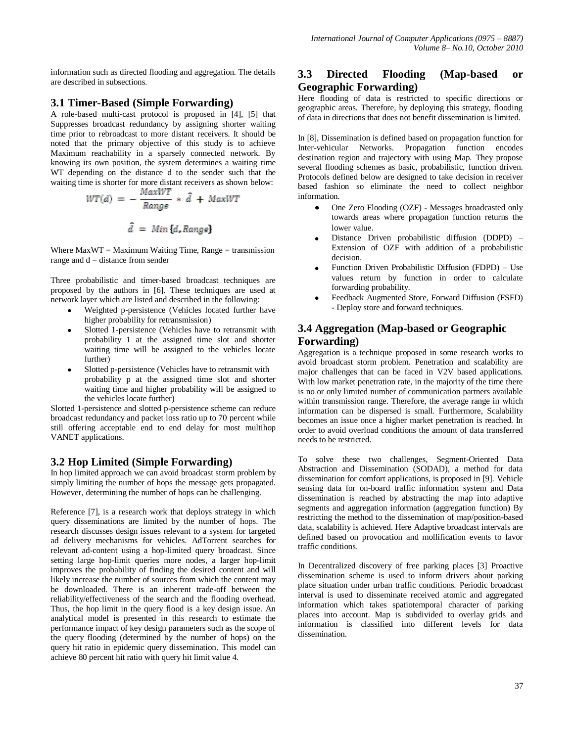information such as directed flooding and aggregation. The details are described in subsections.

### 3.1 Timer-Based (Simple Forwarding)

A role-based multi-cast protocol is proposed in [4], [5] that Suppresses broadcast redundancy by assigning shorter waiting time prior to rebroadcast to more distant receivers. It should be noted that the primary objective of this study is to achieve Maximum reachability in a sparsely connected network. By knowing its own position, the system determines a waiting time WT depending on the distance d to the sender such that the waiting time is shorter for more distant receivers as shown below:

$$WT(d) = -\frac{MaxWT}{Range} * \hat{d} + MaxWT$$

$$\hat{d} = Min\{d, Range\}$$

Where MaxWT = Maximum Waiting Time, Range = transmission range and d = distance from sender

Three probabilistic and timer-based broadcast techniques are proposed by the authors in [6]. These techniques are used at network layer which are listed and described in the following:

- Weighted p-persistence (Vehicles located further have higher probability for retransmission)
- Slotted 1-persistence (Vehicles have to retransmit with probability 1 at the assigned time slot and shorter waiting time will be assigned to the vehicles locate further)
- Slotted p-persistence (Vehicles have to retransmit with probability p at the assigned time slot and shorter waiting time and higher probability will be assigned to the vehicles locate further)

Slotted 1-persistence and slotted p-persistence scheme can reduce broadcast redundancy and packet loss ratio up to 70 percent while still offering acceptable end to end delay for most multihop VANET applications.

### 3.2 Hop Limited (Simple Forwarding)

In hop limited approach we can avoid broadcast storm problem by simply limiting the number of hops the message gets propagated. However, determining the number of hops can be challenging.

Reference [7], is a research work that deploys strategy in which query disseminations are limited by the number of hops. The research discusses design issues relevant to a system for targeted ad delivery mechanisms for vehicles. AdTorrent searches for relevant ad-content using a hop-limited query broadcast. Since setting large hop-limit queries more nodes, a larger hop-limit improves the probability of finding the desired content and will likely increase the number of sources from which the content may be downloaded. There is an inherent trade-off between the reliability/effectiveness of the search and the flooding overhead. Thus, the hop limit in the query flood is a key design issue. An analytical model is presented in this research to estimate the performance impact of key design parameters such as the scope of the query flooding (determined by the number of hops) on the query hit ratio in epidemic query dissemination. This model can achieve 80 percent hit ratio with query hit limit value 4.

### 3.3 Directed Flooding (Map-based or Geographic Forwarding)

Here flooding of data is restricted to specific directions or geographic areas. Therefore, by deploying this strategy, flooding of data in directions that does not benefit dissemination is limited.

In [8], Dissemination is defined based on propagation function for Inter-vehicular Networks. Propagation function encodes destination region and trajectory with using Map. They propose several flooding schemes as basic, probabilistic, function driven. Protocols defined below are designed to take decision in receiver based fashion so eliminate the need to collect neighbor information.

- One Zero Flooding (OZF) - Messages broadcasted only towards areas where propagation function returns the lower value.
- Distance Driven probabilistic diffusion (DDPD) – Extension of OZF with addition of a probabilistic decision.
- Function Driven Probabilistic Diffusion (FDPD) – Use values return by function in order to calculate forwarding probability.
- Feedback Augmented Store, Forward Diffusion (FSFD) - Deploy store and forward techniques.

### 3.4 Aggregation (Map-based or Geographic Forwarding)

Aggregation is a technique proposed in some research works to avoid broadcast storm problem. Penetration and scalability are major challenges that can be faced in V2V based applications. With low market penetration rate, in the majority of the time there is no or only limited number of communication partners available within transmission range. Therefore, the average range in which information can be dispersed is small. Furthermore, Scalability becomes an issue once a higher market penetration is reached. In order to avoid overload conditions the amount of data transferred needs to be restricted.

To solve these two challenges, Segment-Oriented Data Abstraction and Dissemination (SODAD), a method for data dissemination for comfort applications, is proposed in [9]. Vehicle sensing data for on-board traffic information system and Data dissemination is reached by abstracting the map into adaptive segments and aggregation information (aggregation function) By restricting the method to the dissemination of map/position-based data, scalability is achieved. Here Adaptive broadcast intervals are defined based on provocation and mollification events to favor traffic conditions.

In Decentralized discovery of free parking places [3] Proactive dissemination scheme is used to inform drivers about parking place situation under urban traffic conditions. Periodic broadcast interval is used to disseminate received atomic and aggregated information which takes spatiotemporal character of parking places into account. Map is subdivided to overlay grids and information is classified into different levels for data dissemination.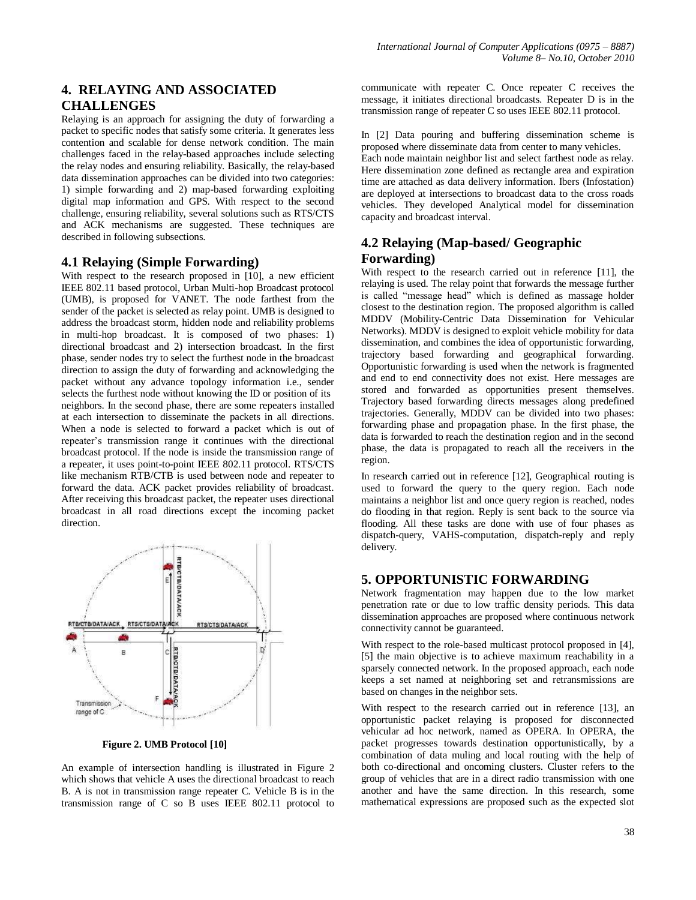## 4. RELAYING AND ASSOCIATED CHALLENGES

Relaying is an approach for assigning the duty of forwarding a packet to specific nodes that satisfy some criteria. It generates less contention and scalable for dense network condition. The main challenges faced in the relay-based approaches include selecting the relay nodes and ensuring reliability. Basically, the relay-based data dissemination approaches can be divided into two categories: 1) simple forwarding and 2) map-based forwarding exploiting digital map information and GPS. With respect to the second challenge, ensuring reliability, several solutions such as RTS/CTS and ACK mechanisms are suggested. These techniques are described in following subsections.

### 4.1 Relaying (Simple Forwarding)

With respect to the research proposed in [10], a new efficient IEEE 802.11 based protocol, Urban Multi-hop Broadcast protocol (UMB), is proposed for VANET. The node farthest from the sender of the packet is selected as relay point. UMB is designed to address the broadcast storm, hidden node and reliability problems in multi-hop broadcast. It is composed of two phases: 1) directional broadcast and 2) intersection broadcast. In the first phase, sender nodes try to select the furthest node in the broadcast direction to assign the duty of forwarding and acknowledging the packet without any advance topology information i.e., sender selects the furthest node without knowing the ID or position of its neighbors. In the second phase, there are some repeaters installed at each intersection to disseminate the packets in all directions. When a node is selected to forward a packet which is out of repeater's transmission range it continues with the directional broadcast protocol. If the node is inside the transmission range of a repeater, it uses point-to-point IEEE 802.11 protocol. RTS/CTS like mechanism RTB/CTB is used between node and repeater to forward the data. ACK packet provides reliability of broadcast. After receiving this broadcast packet, the repeater uses directional broadcast in all road directions except the incoming packet direction.

**Figure 2. UMB Protocol [10]**

An example of intersection handling is illustrated in Figure 2 which shows that vehicle A uses the directional broadcast to reach B. A is not in transmission range repeater C. Vehicle B is in the transmission range of C so B uses IEEE 802.11 protocol to communicate with repeater C. Once repeater C receives the message, it initiates directional broadcasts. Repeater D is in the transmission range of repeater C so uses IEEE 802.11 protocol.

In [2] Data pouring and buffering dissemination scheme is proposed where disseminate data from center to many vehicles. Each node maintain neighbor list and select farthest node as relay. Here dissemination zone defined as rectangle area and expiration time are attached as data delivery information. Ibers (Infostation) are deployed at intersections to broadcast data to the cross roads vehicles. They developed Analytical model for dissemination capacity and broadcast interval.

### 4.2 Relaying (Map-based/ Geographic Forwarding)

With respect to the research carried out in reference [11], the relaying is used. The relay point that forwards the message further is called "message head" which is defined as massage holder closest to the destination region. The proposed algorithm is called MDDV (Mobility-Centric Data Dissemination for Vehicular Networks). MDDV is designed to exploit vehicle mobility for data dissemination, and combines the idea of opportunistic forwarding, trajectory based forwarding and geographical forwarding. Opportunistic forwarding is used when the network is fragmented and end to end connectivity does not exist. Here messages are stored and forwarded as opportunities present themselves. Trajectory based forwarding directs messages along predefined trajectories. Generally, MDDV can be divided into two phases: forwarding phase and propagation phase. In the first phase, the data is forwarded to reach the destination region and in the second phase, the data is propagated to reach all the receivers in the region.

In research carried out in reference [12], Geographical routing is used to forward the query to the query region. Each node maintains a neighbor list and once query region is reached, nodes do flooding in that region. Reply is sent back to the source via flooding. All these tasks are done with use of four phases as dispatch-query, VAHS-computation, dispatch-reply and reply delivery.

## 5. OPPORTUNISTIC FORWARDING

Network fragmentation may happen due to the low market penetration rate or due to low traffic density periods. This data dissemination approaches are proposed where continuous network connectivity cannot be guaranteed.

With respect to the role-based multicast protocol proposed in [4], [5] the main objective is to achieve maximum reachability in a sparsely connected network. In the proposed approach, each node keeps a set named at neighboring set and retransmissions are based on changes in the neighbor sets.

With respect to the research carried out in reference [13], an opportunistic packet relaying is proposed for disconnected vehicular ad hoc network, named as OPERA. In OPERA, the packet progresses towards destination opportunistically, by a combination of data muling and local routing with the help of both co-directional and oncoming clusters. Cluster refers to the group of vehicles that are in a direct radio transmission with one another and have the same direction. In this research, some mathematical expressions are proposed such as the expected slot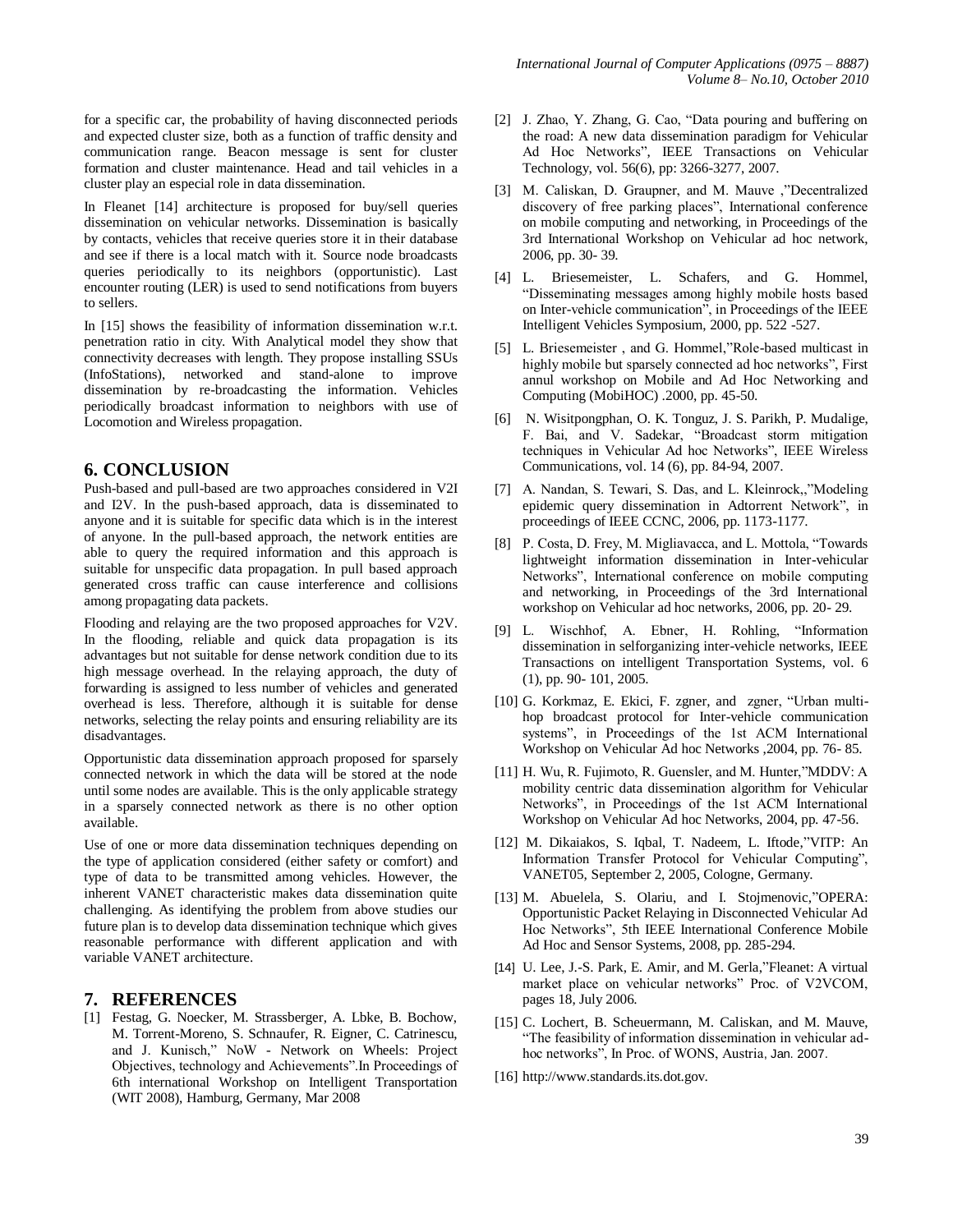for a specific car, the probability of having disconnected periods and expected cluster size, both as a function of traffic density and communication range. Beacon message is sent for cluster formation and cluster maintenance. Head and tail vehicles in a cluster play an especial role in data dissemination.

In Fleanet [14] architecture is proposed for buy/sell queries dissemination on vehicular networks. Dissemination is basically by contacts, vehicles that receive queries store it in their database and see if there is a local match with it. Source node broadcasts queries periodically to its neighbors (opportunistic). Last encounter routing (LER) is used to send notifications from buyers to sellers.

In [15] shows the feasibility of information dissemination w.r.t. penetration ratio in city. With Analytical model they show that connectivity decreases with length. They propose installing SSUs (InfoStations), networked and stand-alone to improve dissemination by re-broadcasting the information. Vehicles periodically broadcast information to neighbors with use of Locomotion and Wireless propagation.

## 6. CONCLUSION

Push-based and pull-based are two approaches considered in V2I and I2V. In the push-based approach, data is disseminated to anyone and it is suitable for specific data which is in the interest of anyone. In the pull-based approach, the network entities are able to query the required information and this approach is suitable for unspecific data propagation. In pull based approach generated cross traffic can cause interference and collisions among propagating data packets.

Flooding and relaying are the two proposed approaches for V2V. In the flooding, reliable and quick data propagation is its advantages but not suitable for dense network condition due to its high message overhead. In the relaying approach, the duty of forwarding is assigned to less number of vehicles and generated overhead is less. Therefore, although it is suitable for dense networks, selecting the relay points and ensuring reliability are its disadvantages.

Opportunistic data dissemination approach proposed for sparsely connected network in which the data will be stored at the node until some nodes are available. This is the only applicable strategy in a sparsely connected network as there is no other option available.

Use of one or more data dissemination techniques depending on the type of application considered (either safety or comfort) and type of data to be transmitted among vehicles. However, the inherent VANET characteristic makes data dissemination quite challenging. As identifying the problem from above studies our future plan is to develop data dissemination technique which gives reasonable performance with different application and with variable VANET architecture.

## 7. REFERENCES

[1] Festag, G. Noecker, M. Strassberger, A. Lbke, B. Bochow, M. Torrent-Moreno, S. Schnaufer, R. Eigner, C. Catrinescu, and J. Kunisch," NoW - Network on Wheels: Project Objectives, technology and Achievements".In Proceedings of 6th international Workshop on Intelligent Transportation (WIT 2008), Hamburg, Germany, Mar 2008

[2] J. Zhao, Y. Zhang, G. Cao, "Data pouring and buffering on the road: A new data dissemination paradigm for Vehicular Ad Hoc Networks", IEEE Transactions on Vehicular Technology, vol. 56(6), pp: 3266-3277, 2007.

[3] M. Caliskan, D. Graupner, and M. Mauve ,"Decentralized discovery of free parking places", International conference on mobile computing and networking, in Proceedings of the 3rd International Workshop on Vehicular ad hoc network, 2006, pp. 30- 39.

[4] L. Briesemeister, L. Schafers, and G. Hommel, "Disseminating messages among highly mobile hosts based on Inter-vehicle communication", in Proceedings of the IEEE Intelligent Vehicles Symposium, 2000, pp. 522 -527.

[5] L. Briesemeister , and G. Hommel,"Role-based multicast in highly mobile but sparsely connected ad hoc networks", First annul workshop on Mobile and Ad Hoc Networking and Computing (MobiHOC) .2000, pp. 45-50.

[6] N. Wisitpongphan, O. K. Tonguz, J. S. Parikh, P. Mudalige, F. Bai, and V. Sadekar, "Broadcast storm mitigation techniques in Vehicular Ad hoc Networks", IEEE Wireless Communications, vol. 14 (6), pp. 84-94, 2007.

[7] A. Nandan, S. Tewari, S. Das, and L. Kleinrock,,"Modeling epidemic query dissemination in Adtorrent Network", in proceedings of IEEE CCNC, 2006, pp. 1173-1177.

[8] P. Costa, D. Frey, M. Migliavacca, and L. Mottola, "Towards lightweight information dissemination in Inter-vehicular Networks", International conference on mobile computing and networking, in Proceedings of the 3rd International workshop on Vehicular ad hoc networks, 2006, pp. 20- 29.

[9] L. Wischhof, A. Ebner, H. Rohling, "Information dissemination in selforganizing inter-vehicle networks, IEEE Transactions on intelligent Transportation Systems, vol. 6 (1), pp. 90- 101, 2005.

[10] G. Korkmaz, E. Ekici, F. zgner, and zgner, "Urban multi-hop broadcast protocol for Inter-vehicle communication systems", in Proceedings of the 1st ACM International Workshop on Vehicular Ad hoc Networks ,2004, pp. 76- 85.

[11] H. Wu, R. Fujimoto, R. Guensler, and M. Hunter,"MDDV: A mobility centric data dissemination algorithm for Vehicular Networks", in Proceedings of the 1st ACM International Workshop on Vehicular Ad hoc Networks, 2004, pp. 47-56.

[12] M. Dikaiakos, S. Iqbal, T. Nadeem, L. Iftode,"VITP: An Information Transfer Protocol for Vehicular Computing", VANET05, September 2, 2005, Cologne, Germany.

[13] M. Abuelela, S. Olariu, and I. Stojmenovic,"OPERA: Opportunistic Packet Relaying in Disconnected Vehicular Ad Hoc Networks", 5th IEEE International Conference Mobile Ad Hoc and Sensor Systems, 2008, pp. 285-294.

[14] U. Lee, J.-S. Park, E. Amir, and M. Gerla,"Fleanet: A virtual market place on vehicular networks" Proc. of V2VCOM, pages 18, July 2006.

[15] C. Lochert, B. Scheuermann, M. Caliskan, and M. Mauve, "The feasibility of information dissemination in vehicular ad-hoc networks", In Proc. of WONS, Austria, Jan. 2007.

[16] http://www.standards.its.dot.gov.